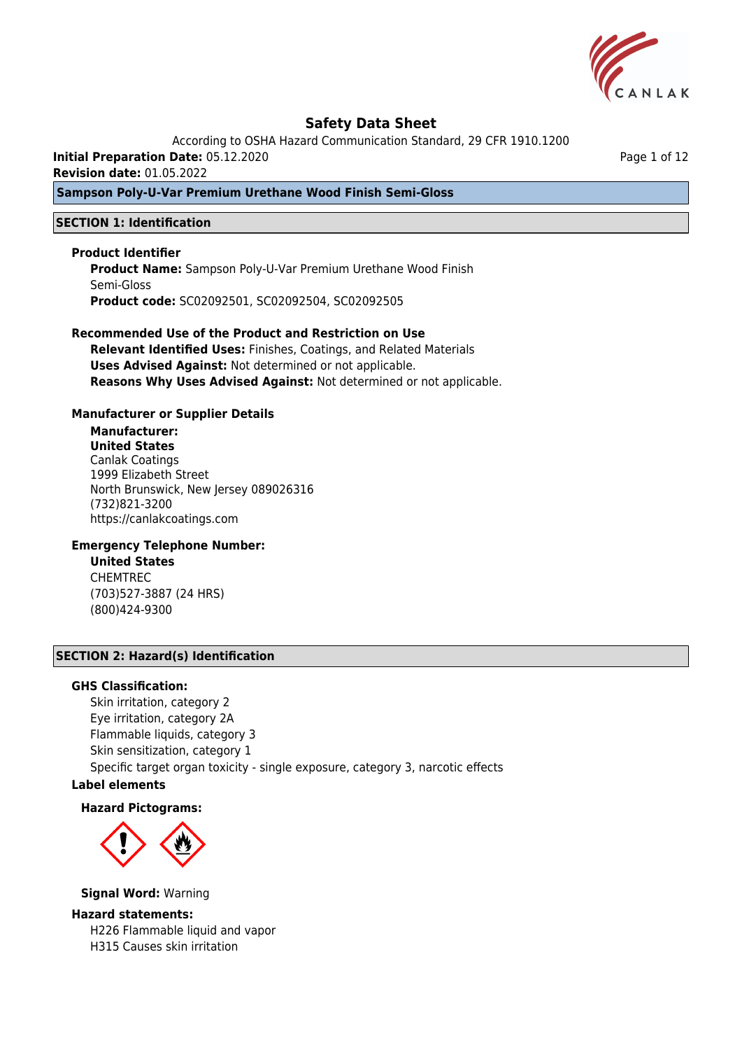# Safety Data Sheet

According to OSHA Hazard Communication Standard, 29 CFR 1910.1200

**Initial Preparation Date:** 05.12.2020

**Revision date:** 01.05.2022

## Sampson Poly-U-Var Premium Urethane Wood Finish Semi-Gloss

## SECTION 1: Identification

### Product Identifier

**Product Name:** Sampson Poly-U-Var Premium Urethane Wood Finish Semi-Gloss

**Product code:** SC02092501, SC02092504, SC02092505

### Recommended Use of the Product and Restriction on Use

**Relevant Identified Uses:** Finishes, Coatings, and Related Materials

**Uses Advised Against:** Not determined or not applicable.

**Reasons Why Uses Advised Against:** Not determined or not applicable.

### Manufacturer or Supplier Details

**Manufacturer:**

**United States**

Canlak Coatings
1999 Elizabeth Street
North Brunswick, New Jersey 089026316
(732)821-3200
https://canlakcoatings.com

### Emergency Telephone Number:

**United States**

CHEMTREC
(703)527-3887 (24 HRS)
(800)424-9300

## SECTION 2: Hazard(s) Identification

### GHS Classification:

Skin irritation, category 2
Eye irritation, category 2A
Flammable liquids, category 3
Skin sensitization, category 1
Specific target organ toxicity - single exposure, category 3, narcotic effects

### Label elements

**Hazard Pictograms:**

**Signal Word:** Warning

### Hazard statements:

H226 Flammable liquid and vapor
H315 Causes skin irritation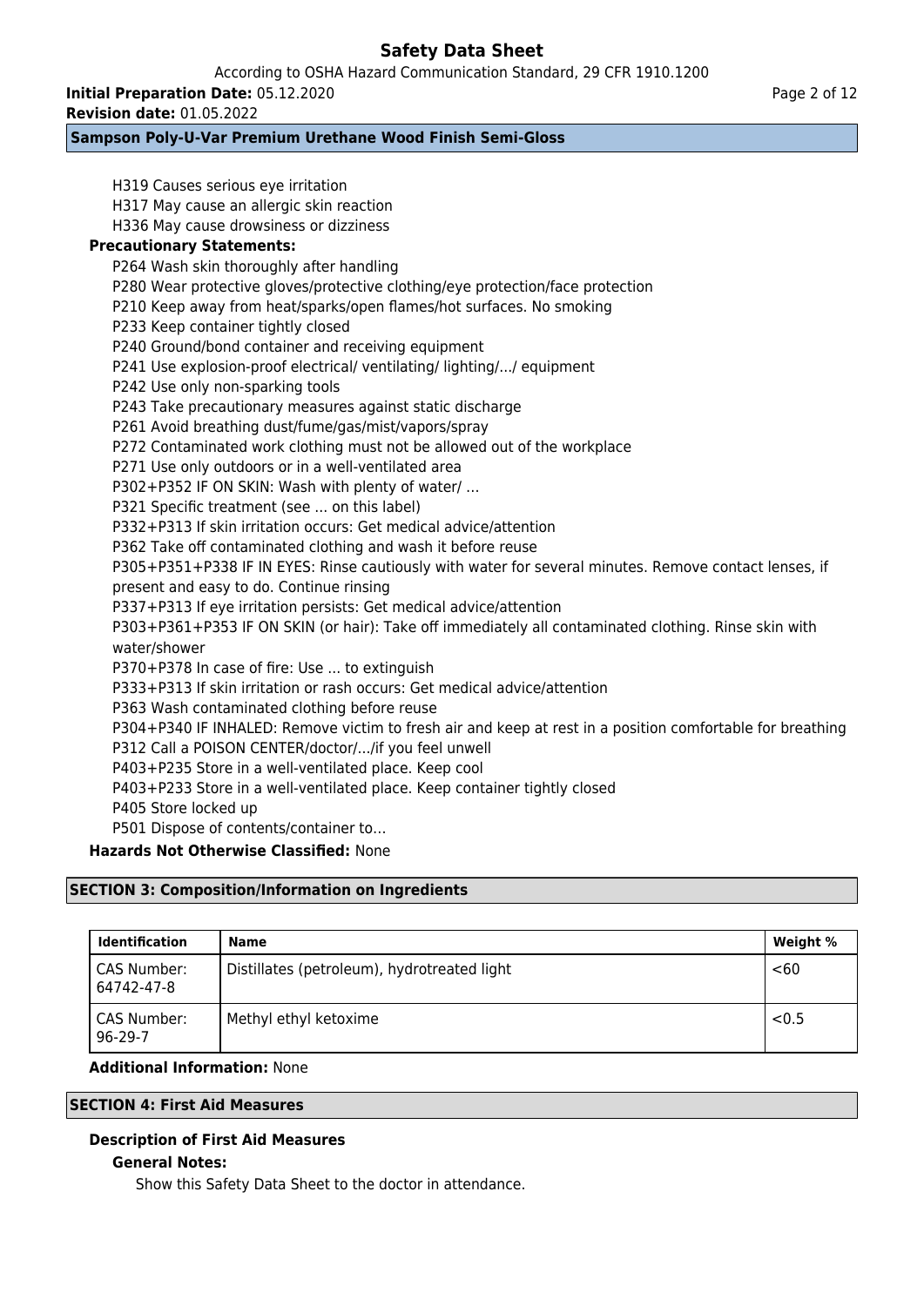H319 Causes serious eye irritation
H317 May cause an allergic skin reaction
H336 May cause drowsiness or dizziness

**Precautionary Statements:**

P264 Wash skin thoroughly after handling
P280 Wear protective gloves/protective clothing/eye protection/face protection
P210 Keep away from heat/sparks/open flames/hot surfaces. No smoking
P233 Keep container tightly closed
P240 Ground/bond container and receiving equipment
P241 Use explosion-proof electrical/ ventilating/ lighting/.../ equipment
P242 Use only non-sparking tools
P243 Take precautionary measures against static discharge
P261 Avoid breathing dust/fume/gas/mist/vapors/spray
P272 Contaminated work clothing must not be allowed out of the workplace
P271 Use only outdoors or in a well-ventilated area
P302+P352 IF ON SKIN: Wash with plenty of water/ …
P321 Specific treatment (see ... on this label)
P332+P313 If skin irritation occurs: Get medical advice/attention
P362 Take off contaminated clothing and wash it before reuse
P305+P351+P338 IF IN EYES: Rinse cautiously with water for several minutes. Remove contact lenses, if present and easy to do. Continue rinsing
P337+P313 If eye irritation persists: Get medical advice/attention
P303+P361+P353 IF ON SKIN (or hair): Take off immediately all contaminated clothing. Rinse skin with water/shower
P370+P378 In case of fire: Use ... to extinguish
P333+P313 If skin irritation or rash occurs: Get medical advice/attention
P363 Wash contaminated clothing before reuse
P304+P340 IF INHALED: Remove victim to fresh air and keep at rest in a position comfortable for breathing
P312 Call a POISON CENTER/doctor/.../if you feel unwell
P403+P235 Store in a well-ventilated place. Keep cool
P403+P233 Store in a well-ventilated place. Keep container tightly closed
P405 Store locked up
P501 Dispose of contents/container to…

**Hazards Not Otherwise Classified:** None

## SECTION 3: Composition/Information on Ingredients

| Identification | Name | Weight % |
|---|---|---|
| CAS Number: 64742-47-8 | Distillates (petroleum), hydrotreated light | <60 |
| CAS Number: 96-29-7 | Methyl ethyl ketoxime | <0.5 |

**Additional Information:** None

## SECTION 4: First Aid Measures

### Description of First Aid Measures

**General Notes:**

Show this Safety Data Sheet to the doctor in attendance.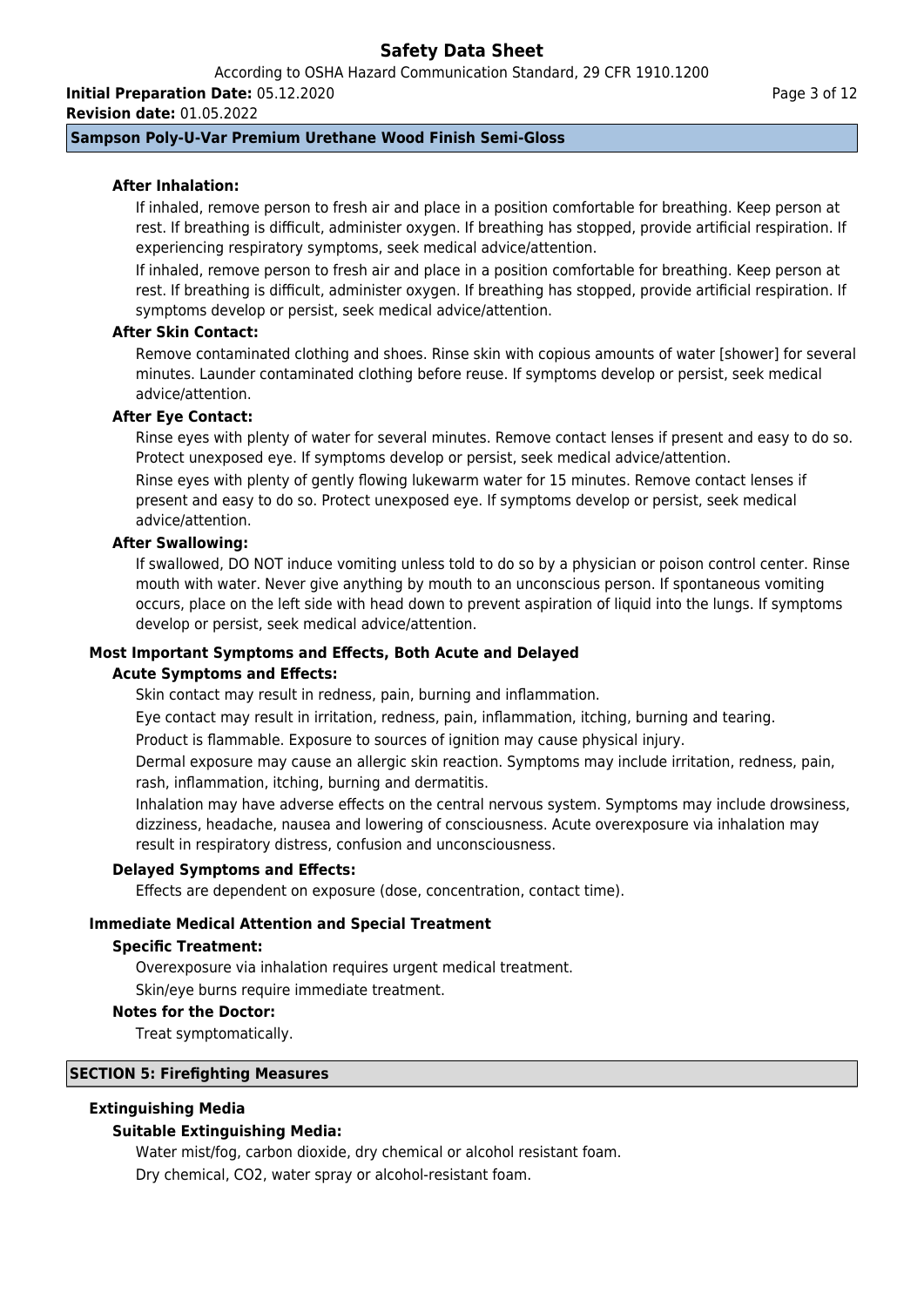### After Inhalation:

If inhaled, remove person to fresh air and place in a position comfortable for breathing. Keep person at rest. If breathing is difficult, administer oxygen. If breathing has stopped, provide artificial respiration. If experiencing respiratory symptoms, seek medical advice/attention.

If inhaled, remove person to fresh air and place in a position comfortable for breathing. Keep person at rest. If breathing is difficult, administer oxygen. If breathing has stopped, provide artificial respiration. If symptoms develop or persist, seek medical advice/attention.

### After Skin Contact:

Remove contaminated clothing and shoes. Rinse skin with copious amounts of water [shower] for several minutes. Launder contaminated clothing before reuse. If symptoms develop or persist, seek medical advice/attention.

### After Eye Contact:

Rinse eyes with plenty of water for several minutes. Remove contact lenses if present and easy to do so. Protect unexposed eye. If symptoms develop or persist, seek medical advice/attention.

Rinse eyes with plenty of gently flowing lukewarm water for 15 minutes. Remove contact lenses if present and easy to do so. Protect unexposed eye. If symptoms develop or persist, seek medical advice/attention.

### After Swallowing:

If swallowed, DO NOT induce vomiting unless told to do so by a physician or poison control center. Rinse mouth with water. Never give anything by mouth to an unconscious person. If spontaneous vomiting occurs, place on the left side with head down to prevent aspiration of liquid into the lungs. If symptoms develop or persist, seek medical advice/attention.

## Most Important Symptoms and Effects, Both Acute and Delayed

### Acute Symptoms and Effects:

Skin contact may result in redness, pain, burning and inflammation.

Eye contact may result in irritation, redness, pain, inflammation, itching, burning and tearing.

Product is flammable. Exposure to sources of ignition may cause physical injury.

Dermal exposure may cause an allergic skin reaction. Symptoms may include irritation, redness, pain, rash, inflammation, itching, burning and dermatitis.

Inhalation may have adverse effects on the central nervous system. Symptoms may include drowsiness, dizziness, headache, nausea and lowering of consciousness. Acute overexposure via inhalation may result in respiratory distress, confusion and unconsciousness.

### Delayed Symptoms and Effects:

Effects are dependent on exposure (dose, concentration, contact time).

## Immediate Medical Attention and Special Treatment

### Specific Treatment:

Overexposure via inhalation requires urgent medical treatment.

Skin/eye burns require immediate treatment.

### Notes for the Doctor:

Treat symptomatically.

# SECTION 5: Firefighting Measures

## Extinguishing Media

### Suitable Extinguishing Media:

Water mist/fog, carbon dioxide, dry chemical or alcohol resistant foam.

Dry chemical, $CO_2$, water spray or alcohol-resistant foam.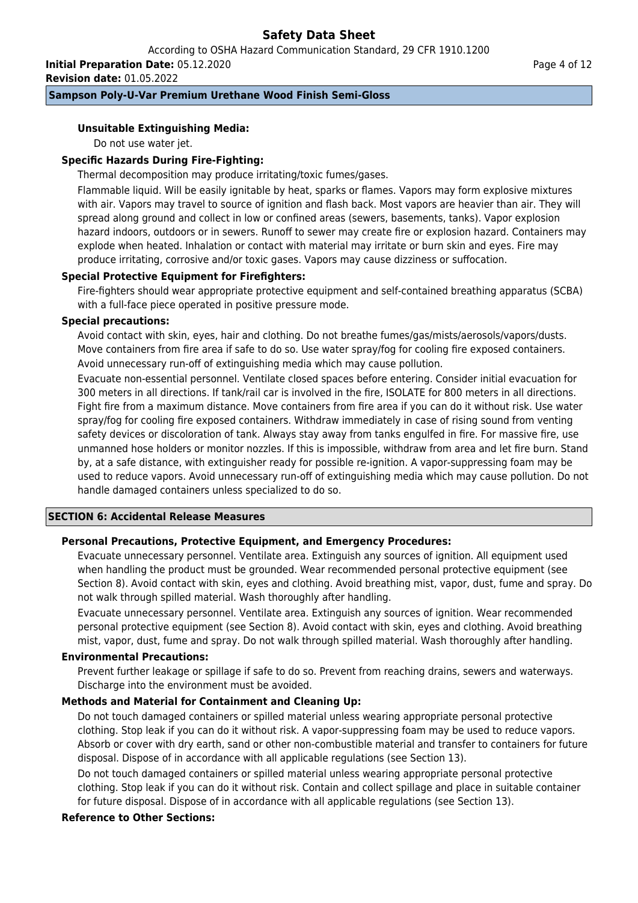**Unsuitable Extinguishing Media:**

Do not use water jet.

**Specific Hazards During Fire-Fighting:**

Thermal decomposition may produce irritating/toxic fumes/gases.

Flammable liquid. Will be easily ignitable by heat, sparks or flames. Vapors may form explosive mixtures with air. Vapors may travel to source of ignition and flash back. Most vapors are heavier than air. They will spread along ground and collect in low or confined areas (sewers, basements, tanks). Vapor explosion hazard indoors, outdoors or in sewers. Runoff to sewer may create fire or explosion hazard. Containers may explode when heated. Inhalation or contact with material may irritate or burn skin and eyes. Fire may produce irritating, corrosive and/or toxic gases. Vapors may cause dizziness or suffocation.

**Special Protective Equipment for Firefighters:**

Fire-fighters should wear appropriate protective equipment and self-contained breathing apparatus (SCBA) with a full-face piece operated in positive pressure mode.

**Special precautions:**

Avoid contact with skin, eyes, hair and clothing. Do not breathe fumes/gas/mists/aerosols/vapors/dusts. Move containers from fire area if safe to do so. Use water spray/fog for cooling fire exposed containers. Avoid unnecessary run-off of extinguishing media which may cause pollution.

Evacuate non-essential personnel. Ventilate closed spaces before entering. Consider initial evacuation for 300 meters in all directions. If tank/rail car is involved in the fire, ISOLATE for 800 meters in all directions. Fight fire from a maximum distance. Move containers from fire area if you can do it without risk. Use water spray/fog for cooling fire exposed containers. Withdraw immediately in case of rising sound from venting safety devices or discoloration of tank. Always stay away from tanks engulfed in fire. For massive fire, use unmanned hose holders or monitor nozzles. If this is impossible, withdraw from area and let fire burn. Stand by, at a safe distance, with extinguisher ready for possible re-ignition. A vapor-suppressing foam may be used to reduce vapors. Avoid unnecessary run-off of extinguishing media which may cause pollution. Do not handle damaged containers unless specialized to do so.

## SECTION 6: Accidental Release Measures

**Personal Precautions, Protective Equipment, and Emergency Procedures:**

Evacuate unnecessary personnel. Ventilate area. Extinguish any sources of ignition. All equipment used when handling the product must be grounded. Wear recommended personal protective equipment (see Section 8). Avoid contact with skin, eyes and clothing. Avoid breathing mist, vapor, dust, fume and spray. Do not walk through spilled material. Wash thoroughly after handling.

Evacuate unnecessary personnel. Ventilate area. Extinguish any sources of ignition. Wear recommended personal protective equipment (see Section 8). Avoid contact with skin, eyes and clothing. Avoid breathing mist, vapor, dust, fume and spray. Do not walk through spilled material. Wash thoroughly after handling.

**Environmental Precautions:**

Prevent further leakage or spillage if safe to do so. Prevent from reaching drains, sewers and waterways. Discharge into the environment must be avoided.

**Methods and Material for Containment and Cleaning Up:**

Do not touch damaged containers or spilled material unless wearing appropriate personal protective clothing. Stop leak if you can do it without risk. A vapor-suppressing foam may be used to reduce vapors. Absorb or cover with dry earth, sand or other non-combustible material and transfer to containers for future disposal. Dispose of in accordance with all applicable regulations (see Section 13).

Do not touch damaged containers or spilled material unless wearing appropriate personal protective clothing. Stop leak if you can do it without risk. Contain and collect spillage and place in suitable container for future disposal. Dispose of in accordance with all applicable regulations (see Section 13).

**Reference to Other Sections:**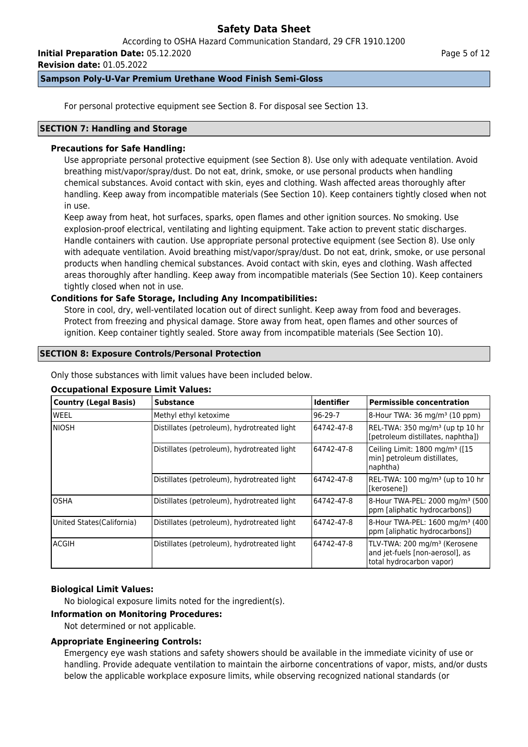For personal protective equipment see Section 8. For disposal see Section 13.

## SECTION 7: Handling and Storage

**Precautions for Safe Handling:**

Use appropriate personal protective equipment (see Section 8). Use only with adequate ventilation. Avoid breathing mist/vapor/spray/dust. Do not eat, drink, smoke, or use personal products when handling chemical substances. Avoid contact with skin, eyes and clothing. Wash affected areas thoroughly after handling. Keep away from incompatible materials (See Section 10). Keep containers tightly closed when not in use.

Keep away from heat, hot surfaces, sparks, open flames and other ignition sources. No smoking. Use explosion-proof electrical, ventilating and lighting equipment. Take action to prevent static discharges. Handle containers with caution. Use appropriate personal protective equipment (see Section 8). Use only with adequate ventilation. Avoid breathing mist/vapor/spray/dust. Do not eat, drink, smoke, or use personal products when handling chemical substances. Avoid contact with skin, eyes and clothing. Wash affected areas thoroughly after handling. Keep away from incompatible materials (See Section 10). Keep containers tightly closed when not in use.

**Conditions for Safe Storage, Including Any Incompatibilities:**

Store in cool, dry, well-ventilated location out of direct sunlight. Keep away from food and beverages. Protect from freezing and physical damage. Store away from heat, open flames and other sources of ignition. Keep container tightly sealed. Store away from incompatible materials (See Section 10).

## SECTION 8: Exposure Controls/Personal Protection

Only those substances with limit values have been included below.

**Occupational Exposure Limit Values:**

| Country (Legal Basis) | Substance | Identifier | Permissible concentration |
|---|---|---|---|
| WEEL | Methyl ethyl ketoxime | 96-29-7 | 8-Hour TWA: 36 mg/m³ (10 ppm) |
| NIOSH | Distillates (petroleum), hydrotreated light | 64742-47-8 | REL-TWA: 350 mg/m³ (up tp 10 hr [petroleum distillates, naphtha]) |
| | Distillates (petroleum), hydrotreated light | 64742-47-8 | Ceiling Limit: 1800 mg/m³ ([15 min] petroleum distillates, naphtha) |
| | Distillates (petroleum), hydrotreated light | 64742-47-8 | REL-TWA: 100 mg/m³ (up to 10 hr [kerosene]) |
| OSHA | Distillates (petroleum), hydrotreated light | 64742-47-8 | 8-Hour TWA-PEL: 2000 mg/m³ (500 ppm [aliphatic hydrocarbons]) |
| United States(California) | Distillates (petroleum), hydrotreated light | 64742-47-8 | 8-Hour TWA-PEL: 1600 mg/m³ (400 ppm [aliphatic hydrocarbons]) |
| ACGIH | Distillates (petroleum), hydrotreated light | 64742-47-8 | TLV-TWA: 200 mg/m³ (Kerosene and jet-fuels [non-aerosol], as total hydrocarbon vapor) |

**Biological Limit Values:**

No biological exposure limits noted for the ingredient(s).

**Information on Monitoring Procedures:**

Not determined or not applicable.

**Appropriate Engineering Controls:**

Emergency eye wash stations and safety showers should be available in the immediate vicinity of use or handling. Provide adequate ventilation to maintain the airborne concentrations of vapor, mists, and/or dusts below the applicable workplace exposure limits, while observing recognized national standards (or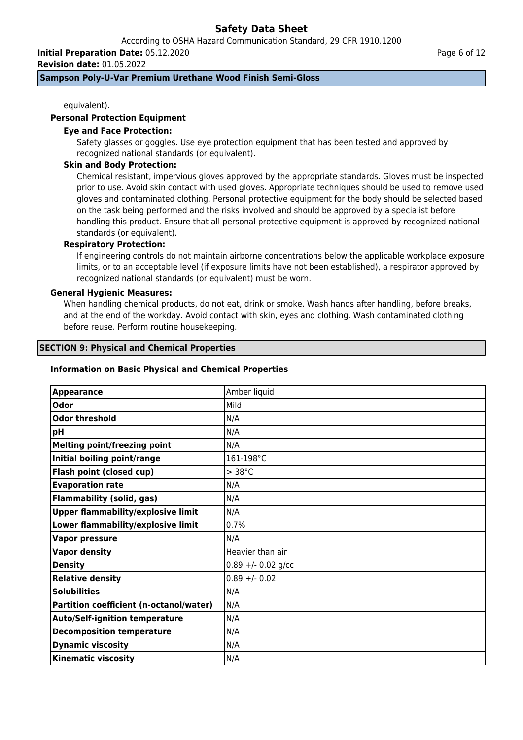equivalent).

**Personal Protection Equipment**

**Eye and Face Protection:**

Safety glasses or goggles. Use eye protection equipment that has been tested and approved by recognized national standards (or equivalent).

**Skin and Body Protection:**

Chemical resistant, impervious gloves approved by the appropriate standards. Gloves must be inspected prior to use. Avoid skin contact with used gloves. Appropriate techniques should be used to remove used gloves and contaminated clothing. Personal protective equipment for the body should be selected based on the task being performed and the risks involved and should be approved by a specialist before handling this product. Ensure that all personal protective equipment is approved by recognized national standards (or equivalent).

**Respiratory Protection:**

If engineering controls do not maintain airborne concentrations below the applicable workplace exposure limits, or to an acceptable level (if exposure limits have not been established), a respirator approved by recognized national standards (or equivalent) must be worn.

**General Hygienic Measures:**

When handling chemical products, do not eat, drink or smoke. Wash hands after handling, before breaks, and at the end of the workday. Avoid contact with skin, eyes and clothing. Wash contaminated clothing before reuse. Perform routine housekeeping.

## SECTION 9: Physical and Chemical Properties

**Information on Basic Physical and Chemical Properties**

| Property | Value |
|---|---|
| **Appearance** | Amber liquid |
| **Odor** | Mild |
| **Odor threshold** | N/A |
| **pH** | N/A |
| **Melting point/freezing point** | N/A |
| **Initial boiling point/range** | 161-198°C |
| **Flash point (closed cup)** | > 38°C |
| **Evaporation rate** | N/A |
| **Flammability (solid, gas)** | N/A |
| **Upper flammability/explosive limit** | N/A |
| **Lower flammability/explosive limit** | 0.7% |
| **Vapor pressure** | N/A |
| **Vapor density** | Heavier than air |
| **Density** | 0.89 +/- 0.02 g/cc |
| **Relative density** | 0.89 +/- 0.02 |
| **Solubilities** | N/A |
| **Partition coefficient (n-octanol/water)** | N/A |
| **Auto/Self-ignition temperature** | N/A |
| **Decomposition temperature** | N/A |
| **Dynamic viscosity** | N/A |
| **Kinematic viscosity** | N/A |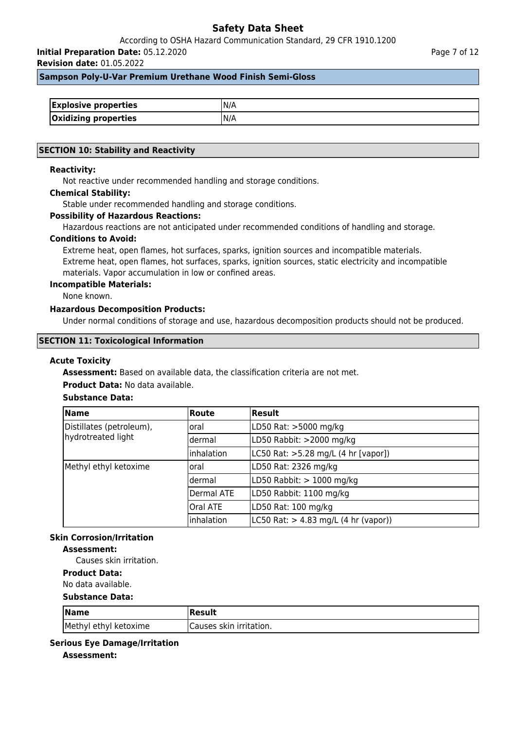| Explosive properties | N/A |
|---|---|
| Oxidizing properties | N/A |

## SECTION 10: Stability and Reactivity

**Reactivity:**

Not reactive under recommended handling and storage conditions.

**Chemical Stability:**

Stable under recommended handling and storage conditions.

**Possibility of Hazardous Reactions:**

Hazardous reactions are not anticipated under recommended conditions of handling and storage.

**Conditions to Avoid:**

Extreme heat, open flames, hot surfaces, sparks, ignition sources and incompatible materials.
Extreme heat, open flames, hot surfaces, sparks, ignition sources, static electricity and incompatible materials. Vapor accumulation in low or confined areas.

**Incompatible Materials:**

None known.

**Hazardous Decomposition Products:**

Under normal conditions of storage and use, hazardous decomposition products should not be produced.

## SECTION 11: Toxicological Information

### Acute Toxicity

**Assessment:** Based on available data, the classification criteria are not met.

**Product Data:** No data available.

**Substance Data:**

| Name | Route | Result |
|---|---|---|
| Distillates (petroleum), hydrotreated light | oral | LD50 Rat: >5000 mg/kg |
| | dermal | LD50 Rabbit: >2000 mg/kg |
| | inhalation | LC50 Rat: >5.28 mg/L (4 hr [vapor]) |
| Methyl ethyl ketoxime | oral | LD50 Rat: 2326 mg/kg |
| | dermal | LD50 Rabbit: > 1000 mg/kg |
| | Dermal ATE | LD50 Rabbit: 1100 mg/kg |
| | Oral ATE | LD50 Rat: 100 mg/kg |
| | inhalation | LC50 Rat: > 4.83 mg/L (4 hr (vapor)) |

### Skin Corrosion/Irritation

**Assessment:**

Causes skin irritation.

**Product Data:**

No data available.

**Substance Data:**

| Name | Result |
|---|---|
| Methyl ethyl ketoxime | Causes skin irritation. |

### Serious Eye Damage/Irritation

**Assessment:**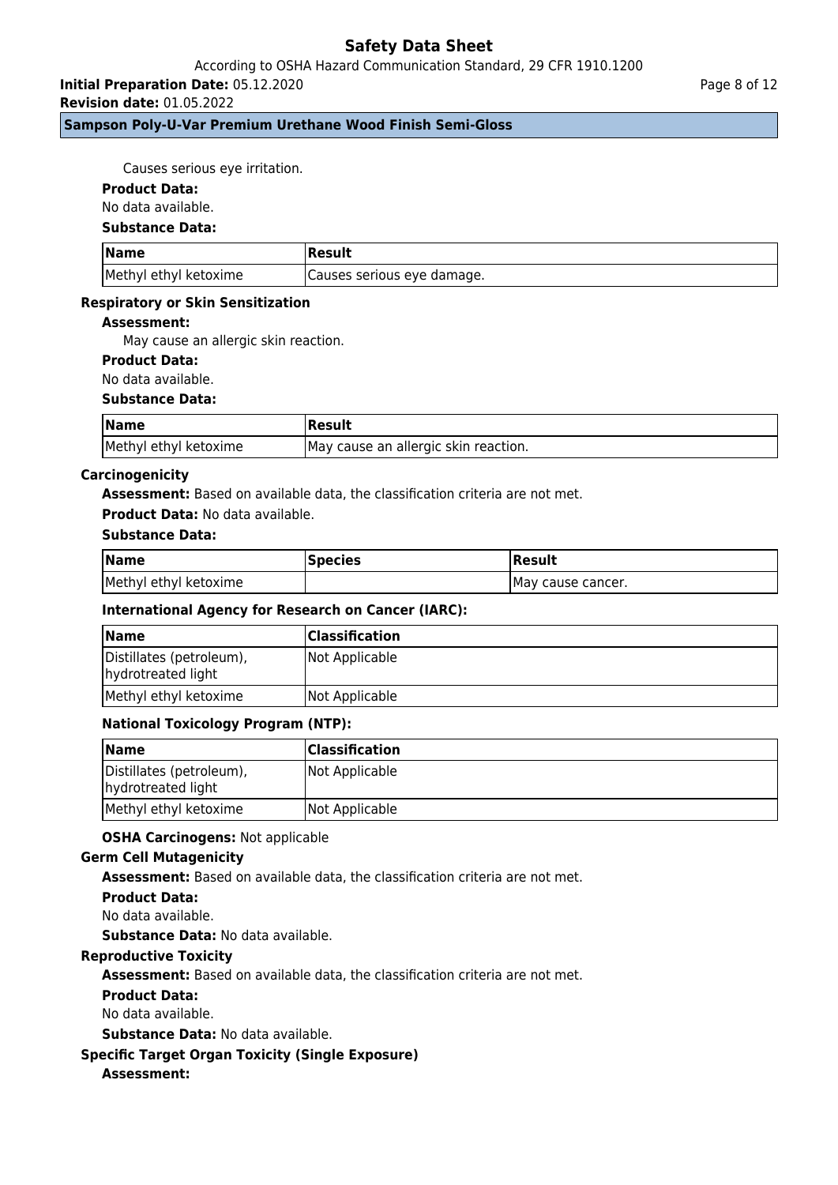Causes serious eye irritation.

**Product Data:**

No data available.

**Substance Data:**

| Name | Result |
| --- | --- |
| Methyl ethyl ketoxime | Causes serious eye damage. |

**Respiratory or Skin Sensitization**

**Assessment:**

May cause an allergic skin reaction.

**Product Data:**

No data available.

**Substance Data:**

| Name | Result |
| --- | --- |
| Methyl ethyl ketoxime | May cause an allergic skin reaction. |

**Carcinogenicity**

**Assessment:** Based on available data, the classification criteria are not met.

**Product Data:** No data available.

**Substance Data:**

| Name | Species | Result |
| --- | --- | --- |
| Methyl ethyl ketoxime | | May cause cancer. |

**International Agency for Research on Cancer (IARC):**

| Name | Classification |
| --- | --- |
| Distillates (petroleum), hydrotreated light | Not Applicable |
| Methyl ethyl ketoxime | Not Applicable |

**National Toxicology Program (NTP):**

| Name | Classification |
| --- | --- |
| Distillates (petroleum), hydrotreated light | Not Applicable |
| Methyl ethyl ketoxime | Not Applicable |

**OSHA Carcinogens:** Not applicable

**Germ Cell Mutagenicity**

**Assessment:** Based on available data, the classification criteria are not met.

**Product Data:**

No data available.

**Substance Data:** No data available.

**Reproductive Toxicity**

**Assessment:** Based on available data, the classification criteria are not met.

**Product Data:**

No data available.

**Substance Data:** No data available.

**Specific Target Organ Toxicity (Single Exposure)**

**Assessment:**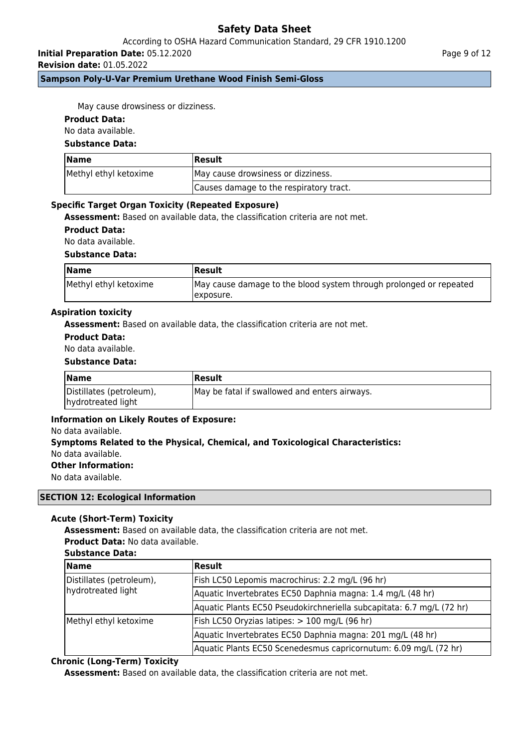May cause drowsiness or dizziness.

**Product Data:**

No data available.

**Substance Data:**

| Name | Result |
| --- | --- |
| Methyl ethyl ketoxime | May cause drowsiness or dizziness. |
| | Causes damage to the respiratory tract. |

### Specific Target Organ Toxicity (Repeated Exposure)

**Assessment:** Based on available data, the classification criteria are not met.

**Product Data:**

No data available.

**Substance Data:**

| Name | Result |
| --- | --- |
| Methyl ethyl ketoxime | May cause damage to the blood system through prolonged or repeated exposure. |

### Aspiration toxicity

**Assessment:** Based on available data, the classification criteria are not met.

**Product Data:**

No data available.

**Substance Data:**

| Name | Result |
| --- | --- |
| Distillates (petroleum), hydrotreated light | May be fatal if swallowed and enters airways. |

### Information on Likely Routes of Exposure:

No data available.

**Symptoms Related to the Physical, Chemical, and Toxicological Characteristics:**

No data available.

**Other Information:**

No data available.

## SECTION 12: Ecological Information

### Acute (Short-Term) Toxicity

**Assessment:** Based on available data, the classification criteria are not met.

**Product Data:** No data available.

**Substance Data:**

| Name | Result |
| --- | --- |
| Distillates (petroleum), hydrotreated light | Fish LC50 Lepomis macrochirus: 2.2 mg/L (96 hr) |
| | Aquatic Invertebrates EC50 Daphnia magna: 1.4 mg/L (48 hr) |
| | Aquatic Plants EC50 Pseudokirchneriella subcapitata: 6.7 mg/L (72 hr) |
| Methyl ethyl ketoxime | Fish LC50 Oryzias latipes: > 100 mg/L (96 hr) |
| | Aquatic Invertebrates EC50 Daphnia magna: 201 mg/L (48 hr) |
| | Aquatic Plants EC50 Scenedesmus capricornutum: 6.09 mg/L (72 hr) |

### Chronic (Long-Term) Toxicity

**Assessment:** Based on available data, the classification criteria are not met.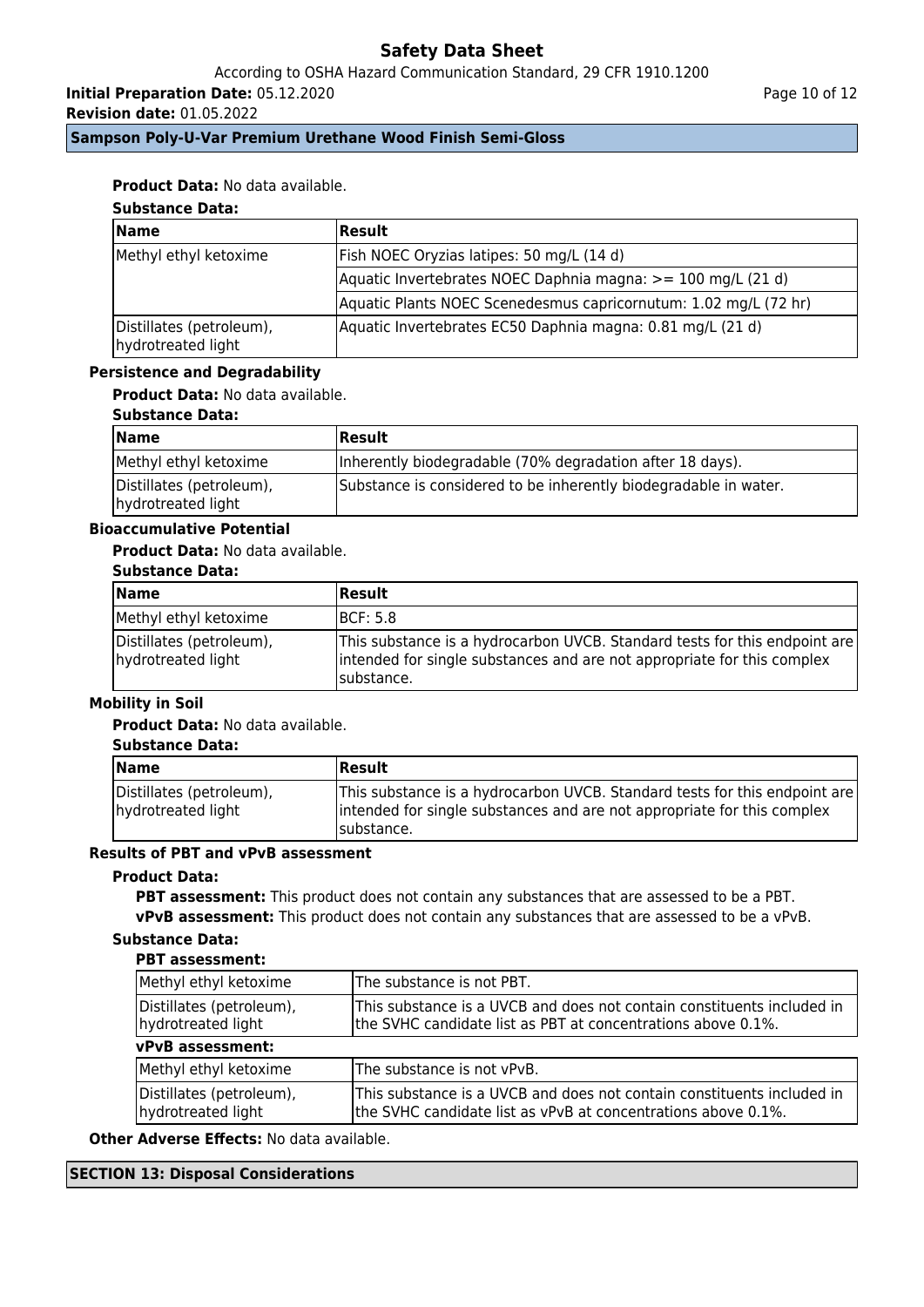**Product Data:** No data available.

**Substance Data:**

| Name | Result |
|---|---|
| Methyl ethyl ketoxime | Fish NOEC Oryzias latipes: 50 mg/L (14 d) |
| | Aquatic Invertebrates NOEC Daphnia magna: >= 100 mg/L (21 d) |
| | Aquatic Plants NOEC Scenedesmus capricornutum: 1.02 mg/L (72 hr) |
| Distillates (petroleum), hydrotreated light | Aquatic Invertebrates EC50 Daphnia magna: 0.81 mg/L (21 d) |

**Persistence and Degradability**

**Product Data:** No data available.

**Substance Data:**

| Name | Result |
|---|---|
| Methyl ethyl ketoxime | Inherently biodegradable (70% degradation after 18 days). |
| Distillates (petroleum), hydrotreated light | Substance is considered to be inherently biodegradable in water. |

**Bioaccumulative Potential**

**Product Data:** No data available.

**Substance Data:**

| Name | Result |
|---|---|
| Methyl ethyl ketoxime | BCF: 5.8 |
| Distillates (petroleum), hydrotreated light | This substance is a hydrocarbon UVCB. Standard tests for this endpoint are intended for single substances and are not appropriate for this complex substance. |

**Mobility in Soil**

**Product Data:** No data available.

**Substance Data:**

| Name | Result |
|---|---|
| Distillates (petroleum), hydrotreated light | This substance is a hydrocarbon UVCB. Standard tests for this endpoint are intended for single substances and are not appropriate for this complex substance. |

**Results of PBT and vPvB assessment**

**Product Data:**

**PBT assessment:** This product does not contain any substances that are assessed to be a PBT.

**vPvB assessment:** This product does not contain any substances that are assessed to be a vPvB.

**Substance Data:**

**PBT assessment:**

| Name | Result |
|---|---|
| Methyl ethyl ketoxime | The substance is not PBT. |
| Distillates (petroleum), hydrotreated light | This substance is a UVCB and does not contain constituents included in the SVHC candidate list as PBT at concentrations above 0.1%. |

**vPvB assessment:**

| Name | Result |
|---|---|
| Methyl ethyl ketoxime | The substance is not vPvB. |
| Distillates (petroleum), hydrotreated light | This substance is a UVCB and does not contain constituents included in the SVHC candidate list as vPvB at concentrations above 0.1%. |

**Other Adverse Effects:** No data available.

## SECTION 13: Disposal Considerations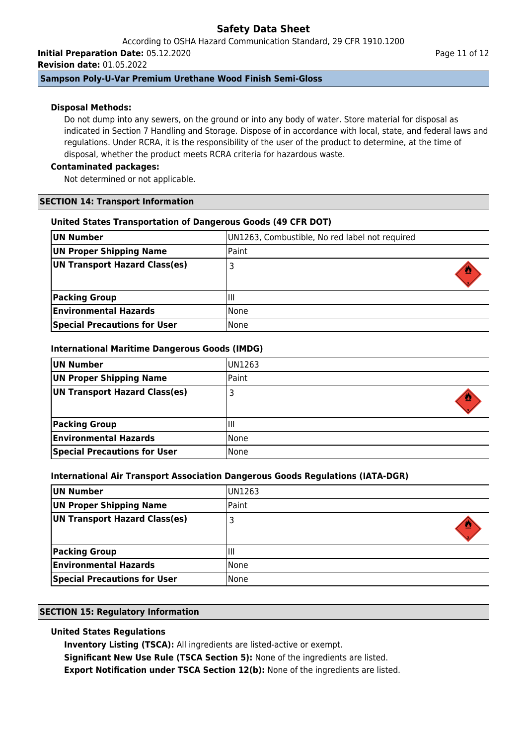### Disposal Methods:

Do not dump into any sewers, on the ground or into any body of water. Store material for disposal as indicated in Section 7 Handling and Storage. Dispose of in accordance with local, state, and federal laws and regulations. Under RCRA, it is the responsibility of the user of the product to determine, at the time of disposal, whether the product meets RCRA criteria for hazardous waste.

### Contaminated packages:

Not determined or not applicable.

## SECTION 14: Transport Information

### United States Transportation of Dangerous Goods (49 CFR DOT)

| UN Number | UN1263, Combustible, No red label not required |
|---|---|
| UN Proper Shipping Name | Paint |
| UN Transport Hazard Class(es) | 3 |
| Packing Group | III |
| Environmental Hazards | None |
| Special Precautions for User | None |

### International Maritime Dangerous Goods (IMDG)

| UN Number | UN1263 |
|---|---|
| UN Proper Shipping Name | Paint |
| UN Transport Hazard Class(es) | 3 |
| Packing Group | III |
| Environmental Hazards | None |
| Special Precautions for User | None |

### International Air Transport Association Dangerous Goods Regulations (IATA-DGR)

| UN Number | UN1263 |
|---|---|
| UN Proper Shipping Name | Paint |
| UN Transport Hazard Class(es) | 3 |
| Packing Group | III |
| Environmental Hazards | None |
| Special Precautions for User | None |

## SECTION 15: Regulatory Information

### United States Regulations

**Inventory Listing (TSCA):** All ingredients are listed-active or exempt.

**Significant New Use Rule (TSCA Section 5):** None of the ingredients are listed.

**Export Notification under TSCA Section 12(b):** None of the ingredients are listed.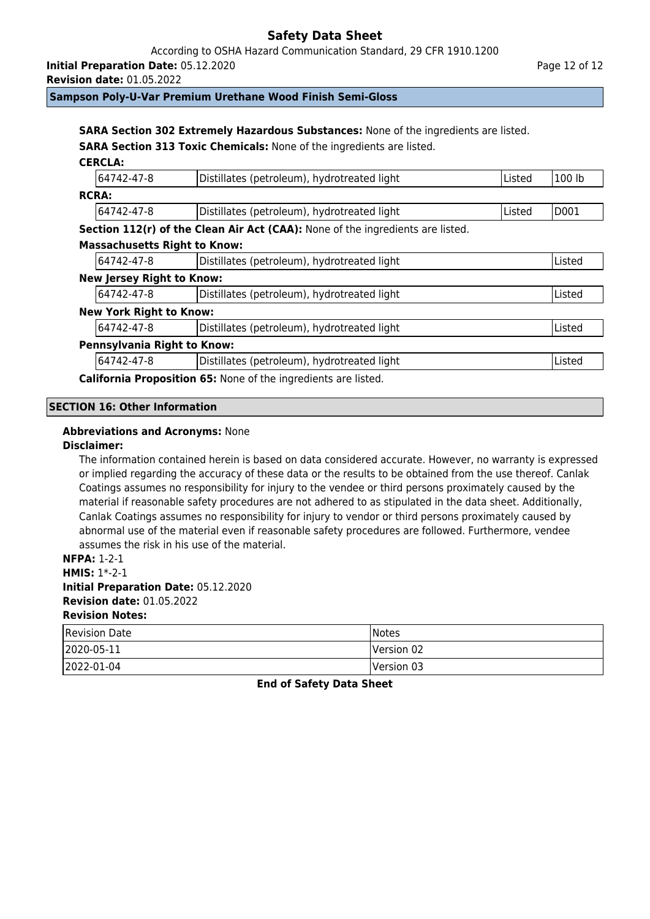**SARA Section 302 Extremely Hazardous Substances:** None of the ingredients are listed.

**SARA Section 313 Toxic Chemicals:** None of the ingredients are listed.

**CERCLA:**

| | | | |
|---|---|---|---|
| 64742-47-8 | Distillates (petroleum), hydrotreated light | Listed | 100 lb |

**RCRA:**

| | | | |
|---|---|---|---|
| 64742-47-8 | Distillates (petroleum), hydrotreated light | Listed | D001 |

**Section 112(r) of the Clean Air Act (CAA):** None of the ingredients are listed.

**Massachusetts Right to Know:**

| | | |
|---|---|---|
| 64742-47-8 | Distillates (petroleum), hydrotreated light | Listed |

**New Jersey Right to Know:**

| | | |
|---|---|---|
| 64742-47-8 | Distillates (petroleum), hydrotreated light | Listed |

**New York Right to Know:**

| | | |
|---|---|---|
| 64742-47-8 | Distillates (petroleum), hydrotreated light | Listed |

**Pennsylvania Right to Know:**

| | | |
|---|---|---|
| 64742-47-8 | Distillates (petroleum), hydrotreated light | Listed |

**California Proposition 65:** None of the ingredients are listed.

## SECTION 16: Other Information

**Abbreviations and Acronyms:** None

**Disclaimer:**

The information contained herein is based on data considered accurate. However, no warranty is expressed or implied regarding the accuracy of these data or the results to be obtained from the use thereof. Canlak Coatings assumes no responsibility for injury to the vendee or third persons proximately caused by the material if reasonable safety procedures are not adhered to as stipulated in the data sheet. Additionally, Canlak Coatings assumes no responsibility for injury to vendor or third persons proximately caused by abnormal use of the material even if reasonable safety procedures are followed. Furthermore, vendee assumes the risk in his use of the material.

**NFPA:** 1-2-1

**HMIS:** 1*-2-1

**Initial Preparation Date:** 05.12.2020

**Revision date:** 01.05.2022

**Revision Notes:**

| Revision Date | Notes |
|---|---|
| 2020-05-11 | Version 02 |
| 2022-01-04 | Version 03 |

**End of Safety Data Sheet**